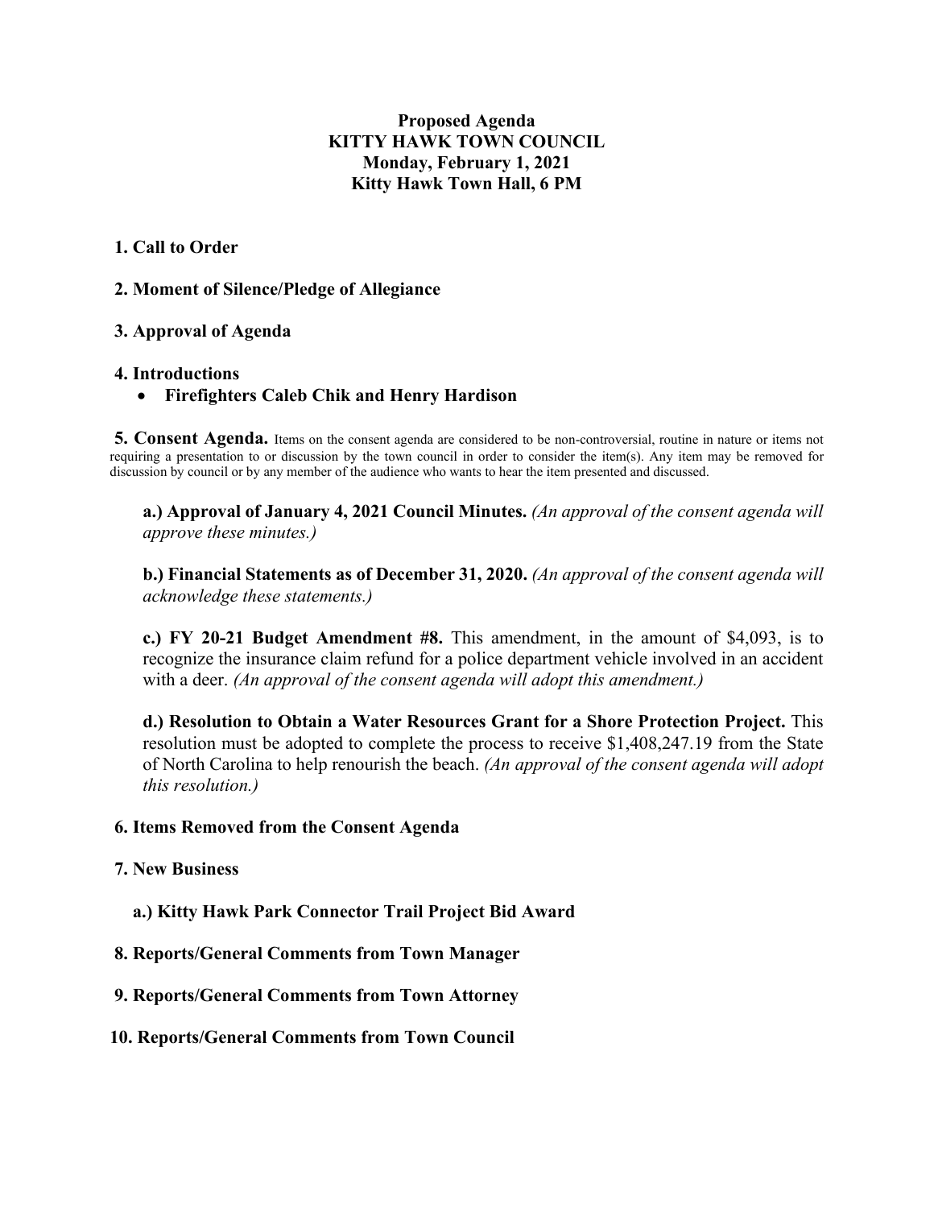# Proposed Agenda
# KITTY HAWK TOWN COUNCIL
## Monday, February 1, 2021
## Kitty Hawk Town Hall, 6 PM

**1. Call to Order**

**2. Moment of Silence/Pledge of Allegiance**

**3. Approval of Agenda**

**4. Introductions**

- **Firefighters Caleb Chik and Henry Hardison**

**5. Consent Agenda.** Items on the consent agenda are considered to be non-controversial, routine in nature or items not requiring a presentation to or discussion by the town council in order to consider the item(s). Any item may be removed for discussion by council or by any member of the audience who wants to hear the item presented and discussed.

**a.) Approval of January 4, 2021 Council Minutes.** *(An approval of the consent agenda will approve these minutes.)*

**b.) Financial Statements as of December 31, 2020.** *(An approval of the consent agenda will acknowledge these statements.)*

**c.) FY 20-21 Budget Amendment #8.** This amendment, in the amount of $4,093, is to recognize the insurance claim refund for a police department vehicle involved in an accident with a deer. *(An approval of the consent agenda will adopt this amendment.)*

**d.) Resolution to Obtain a Water Resources Grant for a Shore Protection Project.** This resolution must be adopted to complete the process to receive $1,408,247.19 from the State of North Carolina to help renourish the beach. *(An approval of the consent agenda will adopt this resolution.)*

**6. Items Removed from the Consent Agenda**

**7. New Business**

**a.) Kitty Hawk Park Connector Trail Project Bid Award**

**8. Reports/General Comments from Town Manager**

**9. Reports/General Comments from Town Attorney**

**10. Reports/General Comments from Town Council**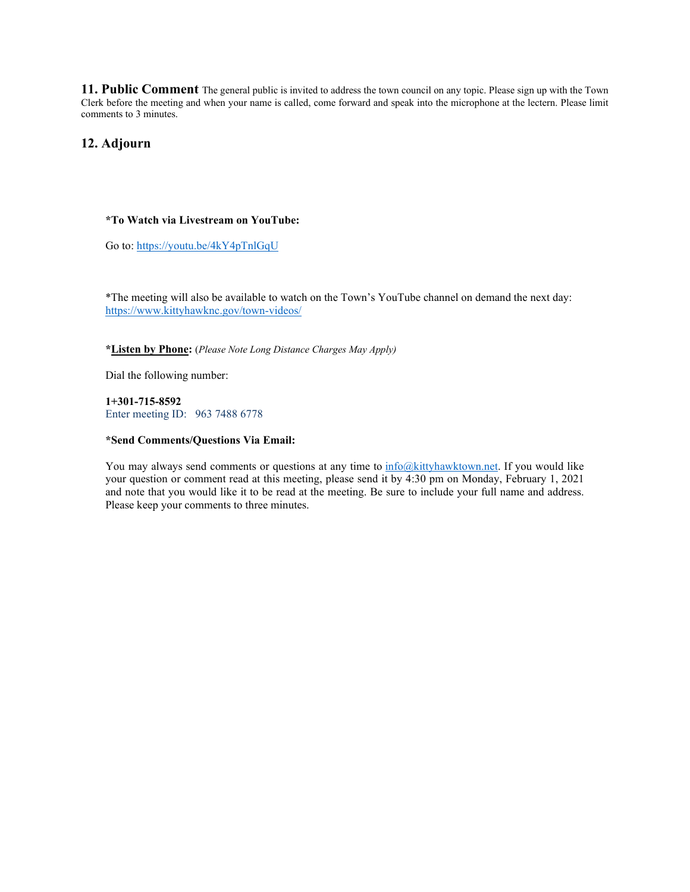## 11. Public Comment

The general public is invited to address the town council on any topic. Please sign up with the Town Clerk before the meeting and when your name is called, come forward and speak into the microphone at the lectern. Please limit comments to 3 minutes.

## 12. Adjourn

**\*To Watch via Livestream on YouTube:**

Go to: https://youtu.be/4kY4pTnlGqU

\*The meeting will also be available to watch on the Town's YouTube channel on demand the next day: https://www.kittyhawknc.gov/town-videos/

**\*Listen by Phone:** (*Please Note Long Distance Charges May Apply)*

Dial the following number:

**1+301-715-8592**
Enter meeting ID: 963 7488 6778

**\*Send Comments/Questions Via Email:**

You may always send comments or questions at any time to info@kittyhawktown.net. If you would like your question or comment read at this meeting, please send it by 4:30 pm on Monday, February 1, 2021 and note that you would like it to be read at the meeting. Be sure to include your full name and address. Please keep your comments to three minutes.